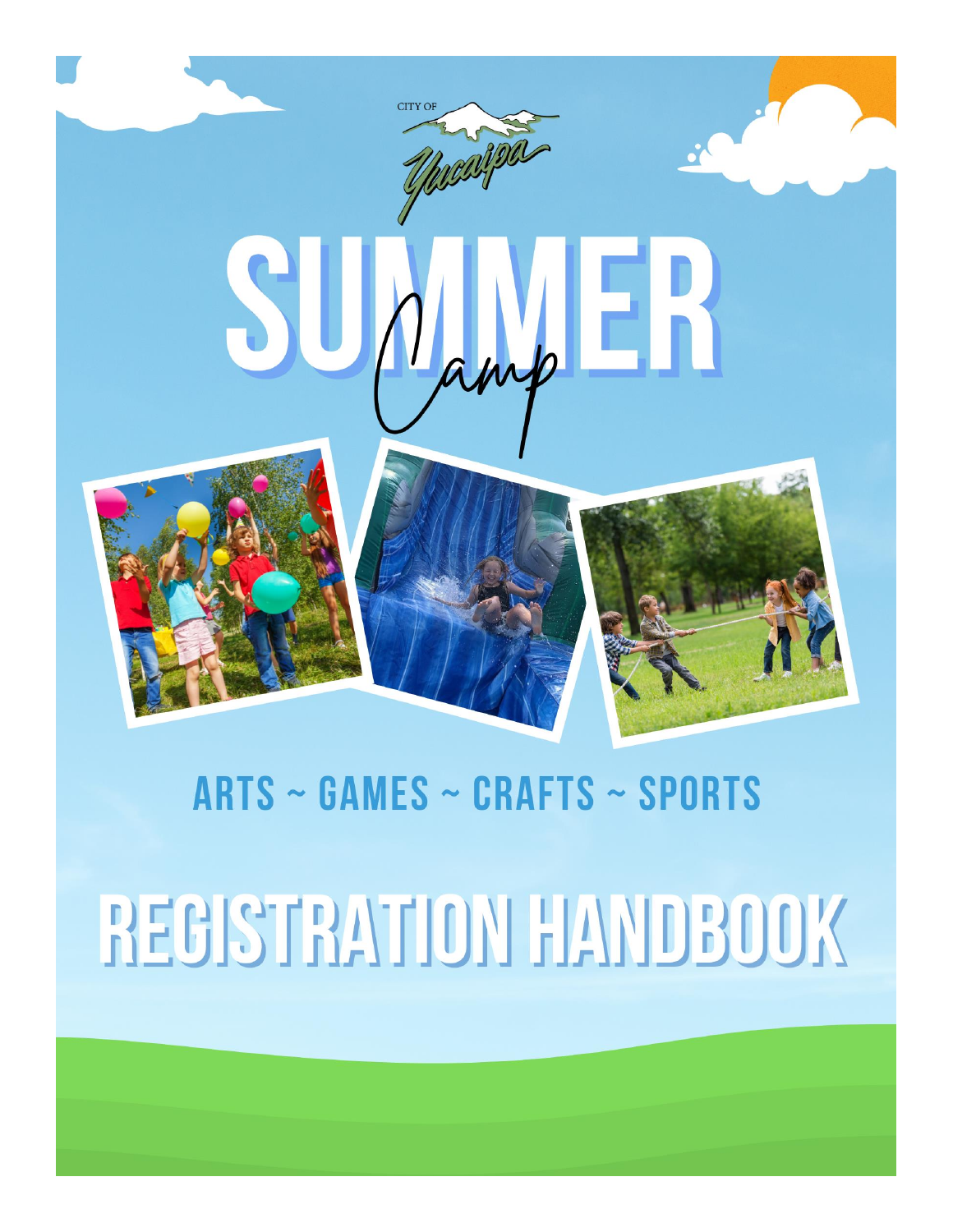CITY OF Yucaipa

# SUMMER *Camp*

ARTS ~ GAMES ~ CRAFTS ~ SPORTS

# REGISTRATION HANDBOOK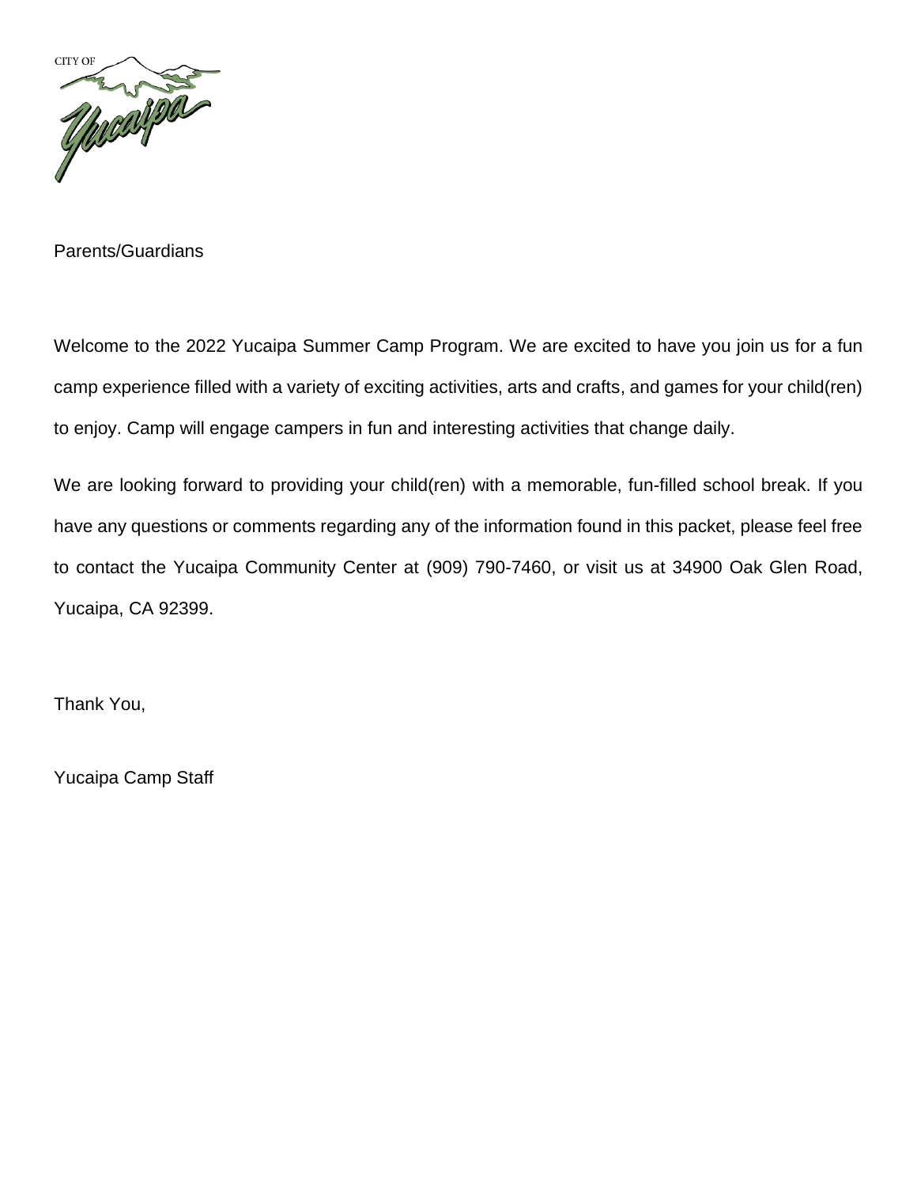Parents/Guardians

Welcome to the 2022 Yucaipa Summer Camp Program. We are excited to have you join us for a fun camp experience filled with a variety of exciting activities, arts and crafts, and games for your child(ren) to enjoy. Camp will engage campers in fun and interesting activities that change daily.

We are looking forward to providing your child(ren) with a memorable, fun-filled school break. If you have any questions or comments regarding any of the information found in this packet, please feel free to contact the Yucaipa Community Center at (909) 790-7460, or visit us at 34900 Oak Glen Road, Yucaipa, CA 92399.

Thank You,

Yucaipa Camp Staff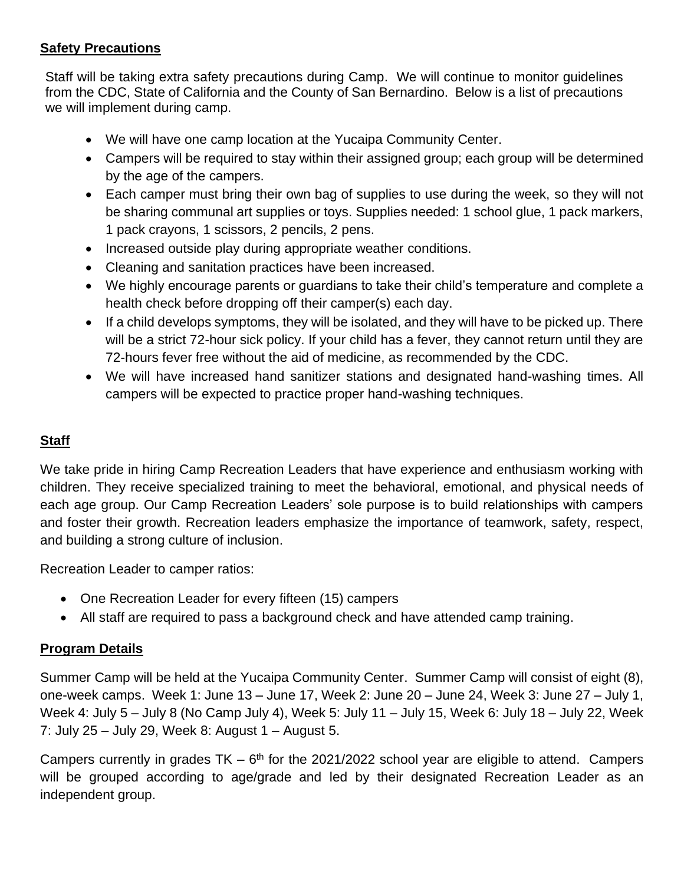## Safety Precautions

Staff will be taking extra safety precautions during Camp. We will continue to monitor guidelines from the CDC, State of California and the County of San Bernardino. Below is a list of precautions we will implement during camp.

- We will have one camp location at the Yucaipa Community Center.
- Campers will be required to stay within their assigned group; each group will be determined by the age of the campers.
- Each camper must bring their own bag of supplies to use during the week, so they will not be sharing communal art supplies or toys. Supplies needed: 1 school glue, 1 pack markers, 1 pack crayons, 1 scissors, 2 pencils, 2 pens.
- Increased outside play during appropriate weather conditions.
- Cleaning and sanitation practices have been increased.
- We highly encourage parents or guardians to take their child's temperature and complete a health check before dropping off their camper(s) each day.
- If a child develops symptoms, they will be isolated, and they will have to be picked up. There will be a strict 72-hour sick policy. If your child has a fever, they cannot return until they are 72-hours fever free without the aid of medicine, as recommended by the CDC.
- We will have increased hand sanitizer stations and designated hand-washing times. All campers will be expected to practice proper hand-washing techniques.

## Staff

We take pride in hiring Camp Recreation Leaders that have experience and enthusiasm working with children. They receive specialized training to meet the behavioral, emotional, and physical needs of each age group. Our Camp Recreation Leaders' sole purpose is to build relationships with campers and foster their growth. Recreation leaders emphasize the importance of teamwork, safety, respect, and building a strong culture of inclusion.

Recreation Leader to camper ratios:

- One Recreation Leader for every fifteen (15) campers
- All staff are required to pass a background check and have attended camp training.

## Program Details

Summer Camp will be held at the Yucaipa Community Center. Summer Camp will consist of eight (8), one-week camps. Week 1: June 13 – June 17, Week 2: June 20 – June 24, Week 3: June 27 – July 1, Week 4: July 5 – July 8 (No Camp July 4), Week 5: July 11 – July 15, Week 6: July 18 – July 22, Week 7: July 25 – July 29, Week 8: August 1 – August 5.

Campers currently in grades TK – 6th for the 2021/2022 school year are eligible to attend. Campers will be grouped according to age/grade and led by their designated Recreation Leader as an independent group.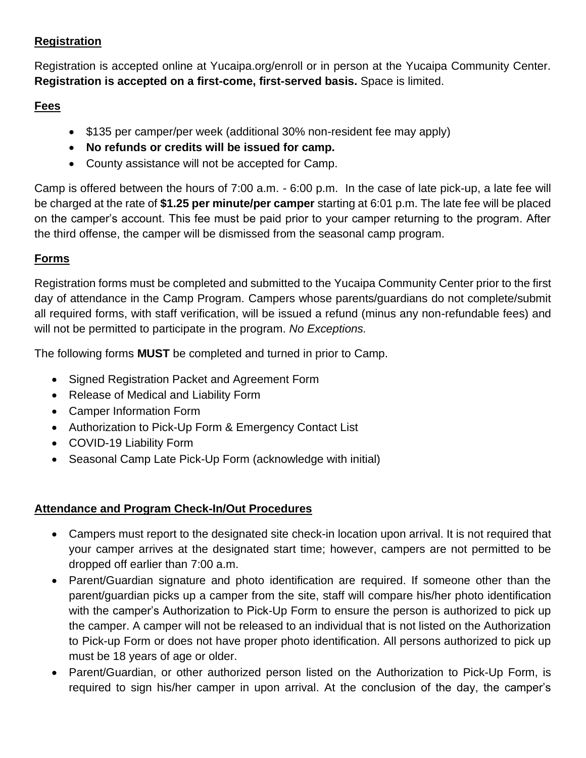**Registration**

Registration is accepted online at Yucaipa.org/enroll or in person at the Yucaipa Community Center. **Registration is accepted on a first-come, first-served basis.** Space is limited.

**Fees**

- $135 per camper/per week (additional 30% non-resident fee may apply)
- **No refunds or credits will be issued for camp.**
- County assistance will not be accepted for Camp.

Camp is offered between the hours of 7:00 a.m. - 6:00 p.m. In the case of late pick-up, a late fee will be charged at the rate of **$1.25 per minute/per camper** starting at 6:01 p.m. The late fee will be placed on the camper's account. This fee must be paid prior to your camper returning to the program. After the third offense, the camper will be dismissed from the seasonal camp program.

**Forms**

Registration forms must be completed and submitted to the Yucaipa Community Center prior to the first day of attendance in the Camp Program. Campers whose parents/guardians do not complete/submit all required forms, with staff verification, will be issued a refund (minus any non-refundable fees) and will not be permitted to participate in the program. *No Exceptions.*

The following forms **MUST** be completed and turned in prior to Camp.

- Signed Registration Packet and Agreement Form
- Release of Medical and Liability Form
- Camper Information Form
- Authorization to Pick-Up Form & Emergency Contact List
- COVID-19 Liability Form
- Seasonal Camp Late Pick-Up Form (acknowledge with initial)

**Attendance and Program Check-In/Out Procedures**

- Campers must report to the designated site check-in location upon arrival. It is not required that your camper arrives at the designated start time; however, campers are not permitted to be dropped off earlier than 7:00 a.m.
- Parent/Guardian signature and photo identification are required. If someone other than the parent/guardian picks up a camper from the site, staff will compare his/her photo identification with the camper's Authorization to Pick-Up Form to ensure the person is authorized to pick up the camper. A camper will not be released to an individual that is not listed on the Authorization to Pick-up Form or does not have proper photo identification. All persons authorized to pick up must be 18 years of age or older.
- Parent/Guardian, or other authorized person listed on the Authorization to Pick-Up Form, is required to sign his/her camper in upon arrival. At the conclusion of the day, the camper's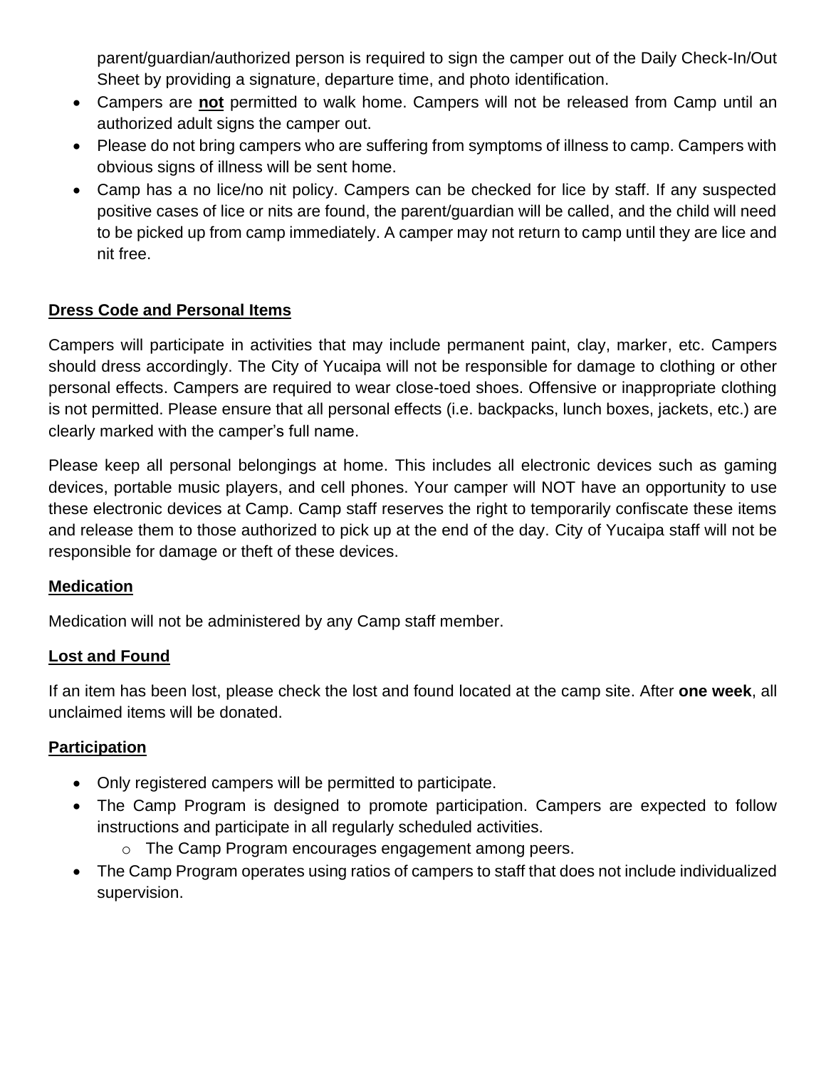parent/guardian/authorized person is required to sign the camper out of the Daily Check-In/Out Sheet by providing a signature, departure time, and photo identification.

- Campers are **not** permitted to walk home. Campers will not be released from Camp until an authorized adult signs the camper out.
- Please do not bring campers who are suffering from symptoms of illness to camp. Campers with obvious signs of illness will be sent home.
- Camp has a no lice/no nit policy. Campers can be checked for lice by staff. If any suspected positive cases of lice or nits are found, the parent/guardian will be called, and the child will need to be picked up from camp immediately. A camper may not return to camp until they are lice and nit free.

## Dress Code and Personal Items

Campers will participate in activities that may include permanent paint, clay, marker, etc. Campers should dress accordingly. The City of Yucaipa will not be responsible for damage to clothing or other personal effects. Campers are required to wear close-toed shoes. Offensive or inappropriate clothing is not permitted. Please ensure that all personal effects (i.e. backpacks, lunch boxes, jackets, etc.) are clearly marked with the camper's full name.

Please keep all personal belongings at home. This includes all electronic devices such as gaming devices, portable music players, and cell phones. Your camper will NOT have an opportunity to use these electronic devices at Camp. Camp staff reserves the right to temporarily confiscate these items and release them to those authorized to pick up at the end of the day. City of Yucaipa staff will not be responsible for damage or theft of these devices.

## Medication

Medication will not be administered by any Camp staff member.

## Lost and Found

If an item has been lost, please check the lost and found located at the camp site. After **one week**, all unclaimed items will be donated.

## Participation

- Only registered campers will be permitted to participate.
- The Camp Program is designed to promote participation. Campers are expected to follow instructions and participate in all regularly scheduled activities.
  - The Camp Program encourages engagement among peers.
- The Camp Program operates using ratios of campers to staff that does not include individualized supervision.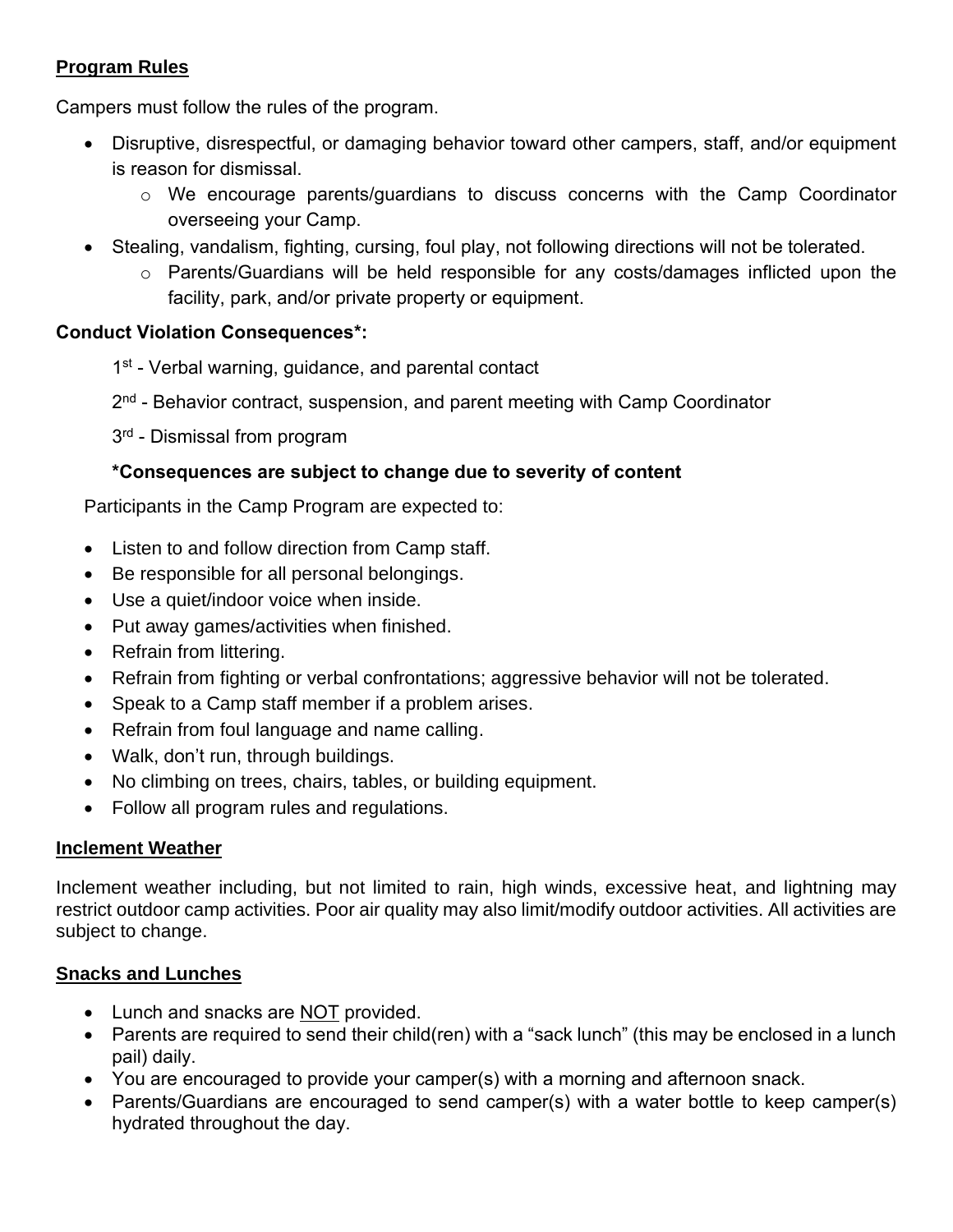## Program Rules

Campers must follow the rules of the program.

- Disruptive, disrespectful, or damaging behavior toward other campers, staff, and/or equipment is reason for dismissal.
    - We encourage parents/guardians to discuss concerns with the Camp Coordinator overseeing your Camp.
- Stealing, vandalism, fighting, cursing, foul play, not following directions will not be tolerated.
    - Parents/Guardians will be held responsible for any costs/damages inflicted upon the facility, park, and/or private property or equipment.

**Conduct Violation Consequences*:**

1st - Verbal warning, guidance, and parental contact

2nd - Behavior contract, suspension, and parent meeting with Camp Coordinator

3rd - Dismissal from program

***Consequences are subject to change due to severity of content**

Participants in the Camp Program are expected to:

- Listen to and follow direction from Camp staff.
- Be responsible for all personal belongings.
- Use a quiet/indoor voice when inside.
- Put away games/activities when finished.
- Refrain from littering.
- Refrain from fighting or verbal confrontations; aggressive behavior will not be tolerated.
- Speak to a Camp staff member if a problem arises.
- Refrain from foul language and name calling.
- Walk, don't run, through buildings.
- No climbing on trees, chairs, tables, or building equipment.
- Follow all program rules and regulations.

## Inclement Weather

Inclement weather including, but not limited to rain, high winds, excessive heat, and lightning may restrict outdoor camp activities. Poor air quality may also limit/modify outdoor activities. All activities are subject to change.

## Snacks and Lunches

- Lunch and snacks are NOT provided.
- Parents are required to send their child(ren) with a "sack lunch" (this may be enclosed in a lunch pail) daily.
- You are encouraged to provide your camper(s) with a morning and afternoon snack.
- Parents/Guardians are encouraged to send camper(s) with a water bottle to keep camper(s) hydrated throughout the day.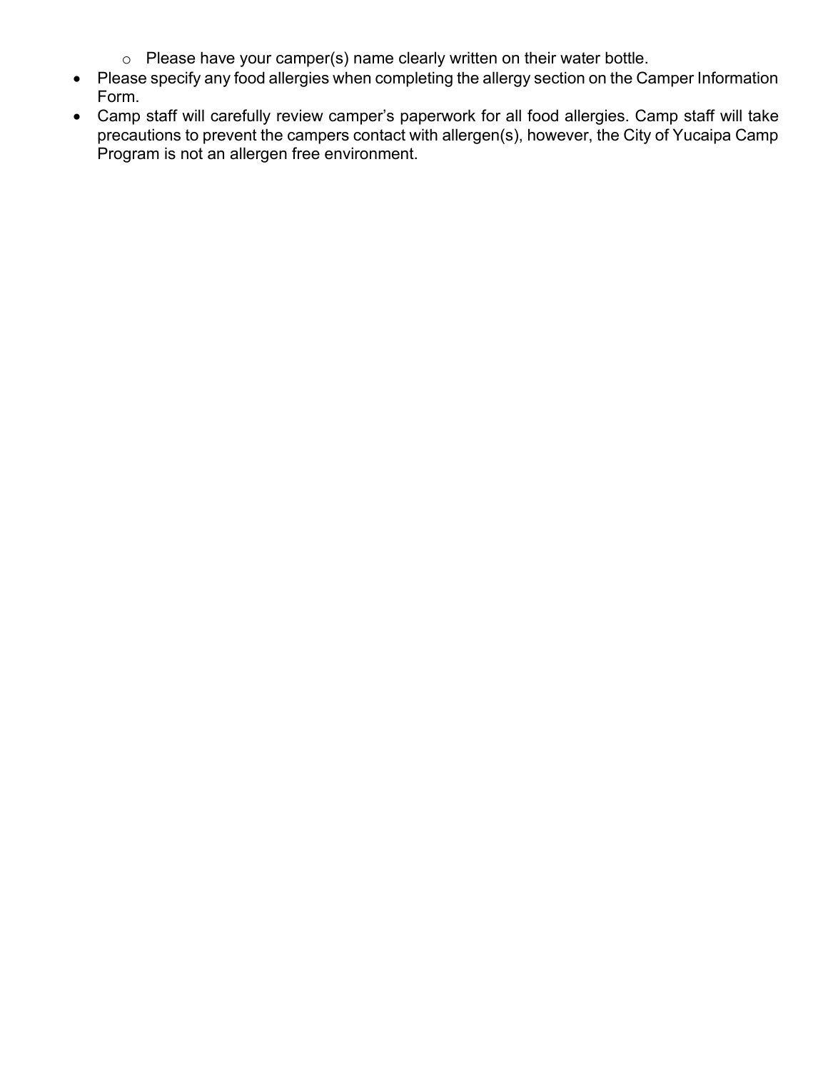- Please have your camper(s) name clearly written on their water bottle.
- Please specify any food allergies when completing the allergy section on the Camper Information Form.
- Camp staff will carefully review camper's paperwork for all food allergies. Camp staff will take precautions to prevent the campers contact with allergen(s), however, the City of Yucaipa Camp Program is not an allergen free environment.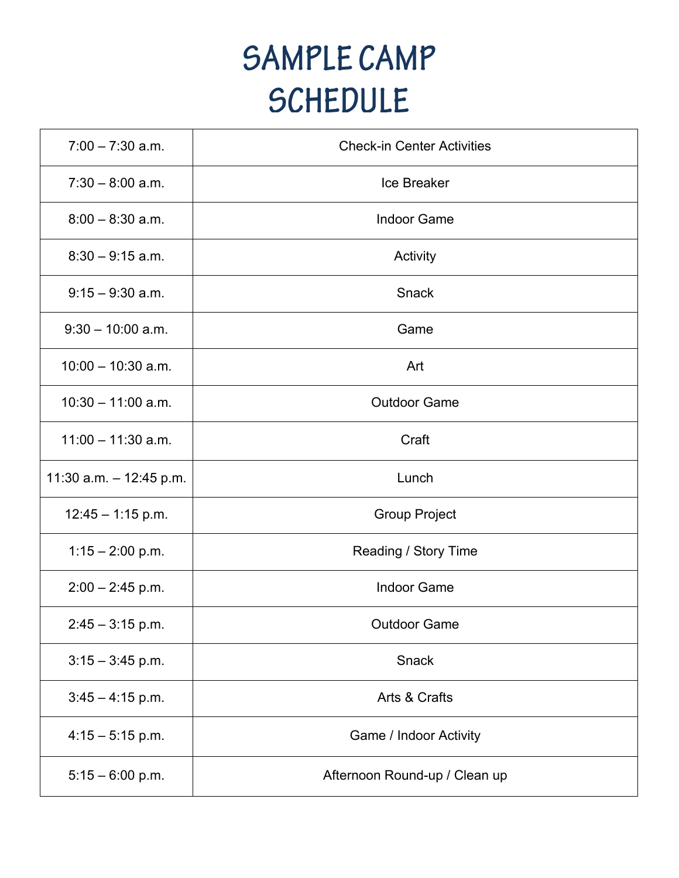# SAMPLE CAMP SCHEDULE

| | |
|---|---|
| 7:00 – 7:30 a.m. | Check-in Center Activities |
| 7:30 – 8:00 a.m. | Ice Breaker |
| 8:00 – 8:30 a.m. | Indoor Game |
| 8:30 – 9:15 a.m. | Activity |
| 9:15 – 9:30 a.m. | Snack |
| 9:30 – 10:00 a.m. | Game |
| 10:00 – 10:30 a.m. | Art |
| 10:30 – 11:00 a.m. | Outdoor Game |
| 11:00 – 11:30 a.m. | Craft |
| 11:30 a.m. – 12:45 p.m. | Lunch |
| 12:45 – 1:15 p.m. | Group Project |
| 1:15 – 2:00 p.m. | Reading / Story Time |
| 2:00 – 2:45 p.m. | Indoor Game |
| 2:45 – 3:15 p.m. | Outdoor Game |
| 3:15 – 3:45 p.m. | Snack |
| 3:45 – 4:15 p.m. | Arts & Crafts |
| 4:15 – 5:15 p.m. | Game / Indoor Activity |
| 5:15 – 6:00 p.m. | Afternoon Round-up / Clean up |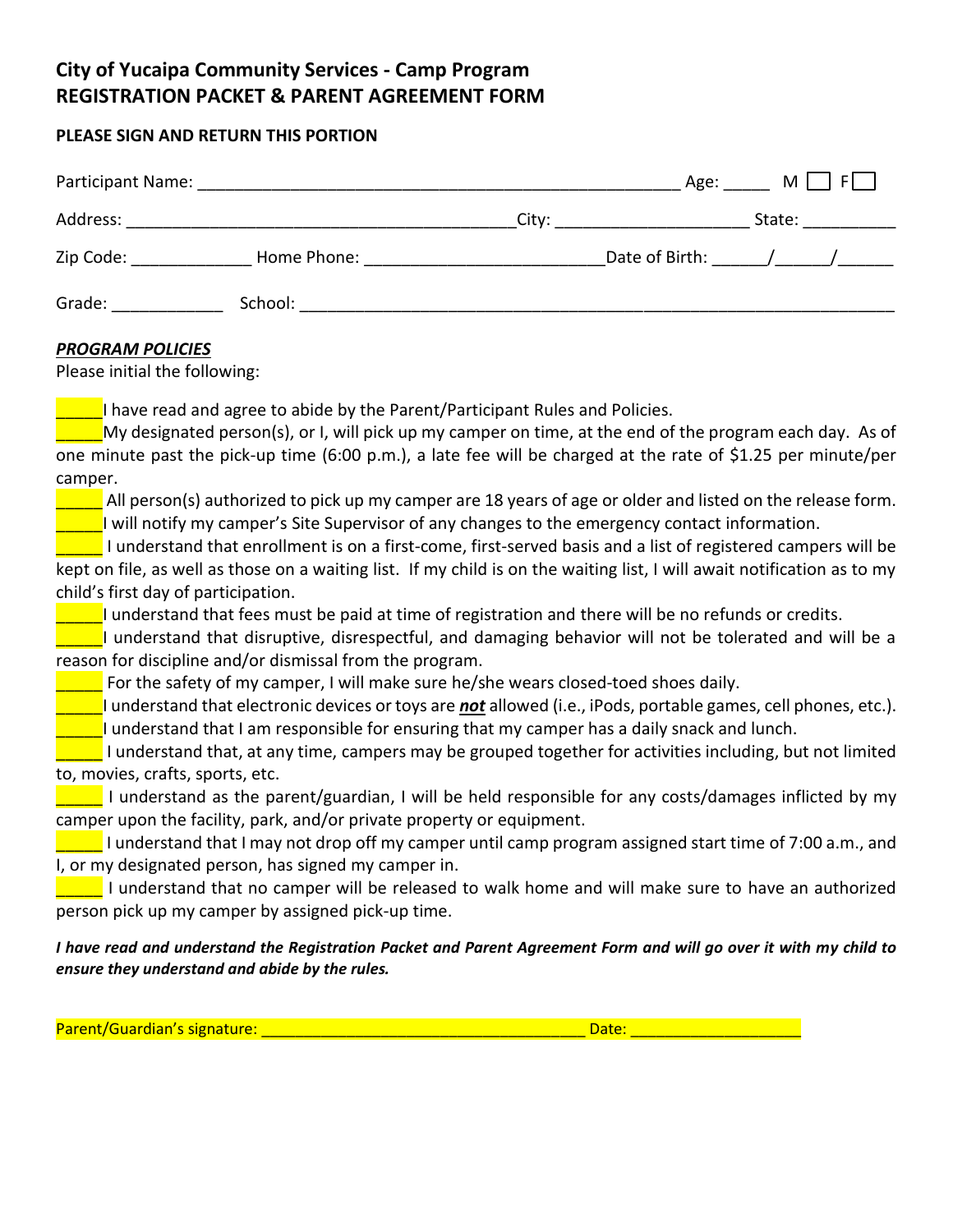## City of Yucaipa Community Services - Camp Program
## REGISTRATION PACKET & PARENT AGREEMENT FORM

**PLEASE SIGN AND RETURN THIS PORTION**

Participant Name: ______________________________________________________ Age: _____ M ☐ F☐

Address: __________________________________________City: ____________________ State: __________

Zip Code: _____________ Home Phone: _________________________Date of Birth: ______/______/______

Grade: ____________ School: _________________________________________________________________

***PROGRAM POLICIES***

Please initial the following:

_____I have read and agree to abide by the Parent/Participant Rules and Policies.

_____My designated person(s), or I, will pick up my camper on time, at the end of the program each day. As of one minute past the pick-up time (6:00 p.m.), a late fee will be charged at the rate of $1.25 per minute/per camper.

_____ All person(s) authorized to pick up my camper are 18 years of age or older and listed on the release form.

_____I will notify my camper's Site Supervisor of any changes to the emergency contact information.

_____ I understand that enrollment is on a first-come, first-served basis and a list of registered campers will be kept on file, as well as those on a waiting list. If my child is on the waiting list, I will await notification as to my child's first day of participation.

_____I understand that fees must be paid at time of registration and there will be no refunds or credits.

_____I understand that disruptive, disrespectful, and damaging behavior will not be tolerated and will be a reason for discipline and/or dismissal from the program.

_____ For the safety of my camper, I will make sure he/she wears closed-toed shoes daily.

_____I understand that electronic devices or toys are ***not*** allowed (i.e., iPods, portable games, cell phones, etc.).

_____I understand that I am responsible for ensuring that my camper has a daily snack and lunch.

_____ I understand that, at any time, campers may be grouped together for activities including, but not limited to, movies, crafts, sports, etc.

_____ I understand as the parent/guardian, I will be held responsible for any costs/damages inflicted by my camper upon the facility, park, and/or private property or equipment.

_____ I understand that I may not drop off my camper until camp program assigned start time of 7:00 a.m., and I, or my designated person, has signed my camper in.

_____ I understand that no camper will be released to walk home and will make sure to have an authorized person pick up my camper by assigned pick-up time.

***I have read and understand the Registration Packet and Parent Agreement Form and will go over it with my child to ensure they understand and abide by the rules.***

Parent/Guardian's signature: ____________________________________ Date: ___________________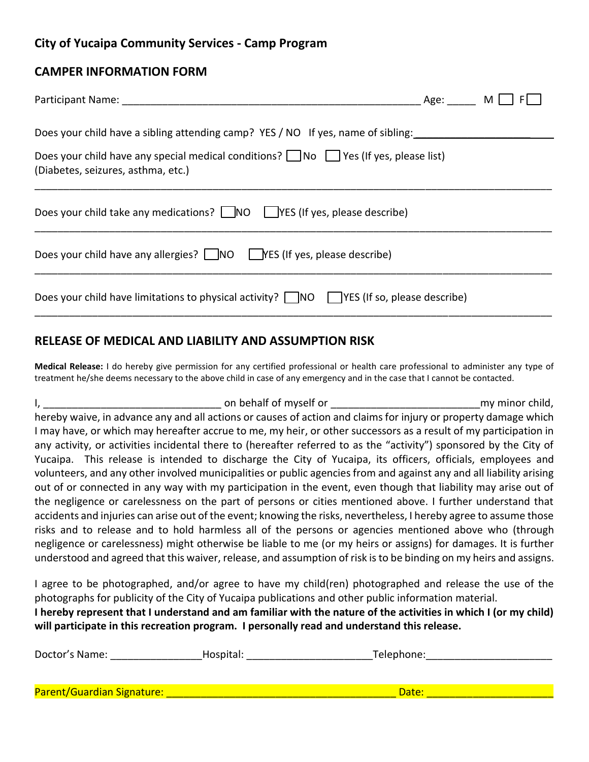## City of Yucaipa Community Services - Camp Program

## CAMPER INFORMATION FORM

Participant Name: ______________________________________________________ Age: _____ M ☐ F ☐

Does your child have a sibling attending camp? YES / NO If yes, name of sibling: _________________________

Does your child have any special medical conditions? ☐ No ☐ Yes (If yes, please list)
(Diabetes, seizures, asthma, etc.)

_____________________________________________________________________________________________

Does your child take any medications? ☐ NO ☐ YES (If yes, please describe)

_____________________________________________________________________________________________

Does your child have any allergies? ☐ NO ☐ YES (If yes, please describe)

_____________________________________________________________________________________________

Does your child have limitations to physical activity? ☐ NO ☐ YES (If so, please describe)

_____________________________________________________________________________________________

## RELEASE OF MEDICAL AND LIABILITY AND ASSUMPTION RISK

**Medical Release:** I do hereby give permission for any certified professional or health care professional to administer any type of treatment he/she deems necessary to the above child in case of any emergency and in the case that I cannot be contacted.

I, ________________________________ on behalf of myself or __________________________my minor child, hereby waive, in advance any and all actions or causes of action and claims for injury or property damage which I may have, or which may hereafter accrue to me, my heir, or other successors as a result of my participation in any activity, or activities incidental there to (hereafter referred to as the "activity") sponsored by the City of Yucaipa. This release is intended to discharge the City of Yucaipa, its officers, officials, employees and volunteers, and any other involved municipalities or public agencies from and against any and all liability arising out of or connected in any way with my participation in the event, even though that liability may arise out of the negligence or carelessness on the part of persons or cities mentioned above. I further understand that accidents and injuries can arise out of the event; knowing the risks, nevertheless, I hereby agree to assume those risks and to release and to hold harmless all of the persons or agencies mentioned above who (through negligence or carelessness) might otherwise be liable to me (or my heirs or assigns) for damages. It is further understood and agreed that this waiver, release, and assumption of risk is to be binding on my heirs and assigns.

I agree to be photographed, and/or agree to have my child(ren) photographed and release the use of the photographs for publicity of the City of Yucaipa publications and other public information material.
**I hereby represent that I understand and am familiar with the nature of the activities in which I (or my child) will participate in this recreation program. I personally read and understand this release.**

Doctor's Name: ________________Hospital: ______________________Telephone:______________________

Parent/Guardian Signature: _________________________________________ Date: ______________________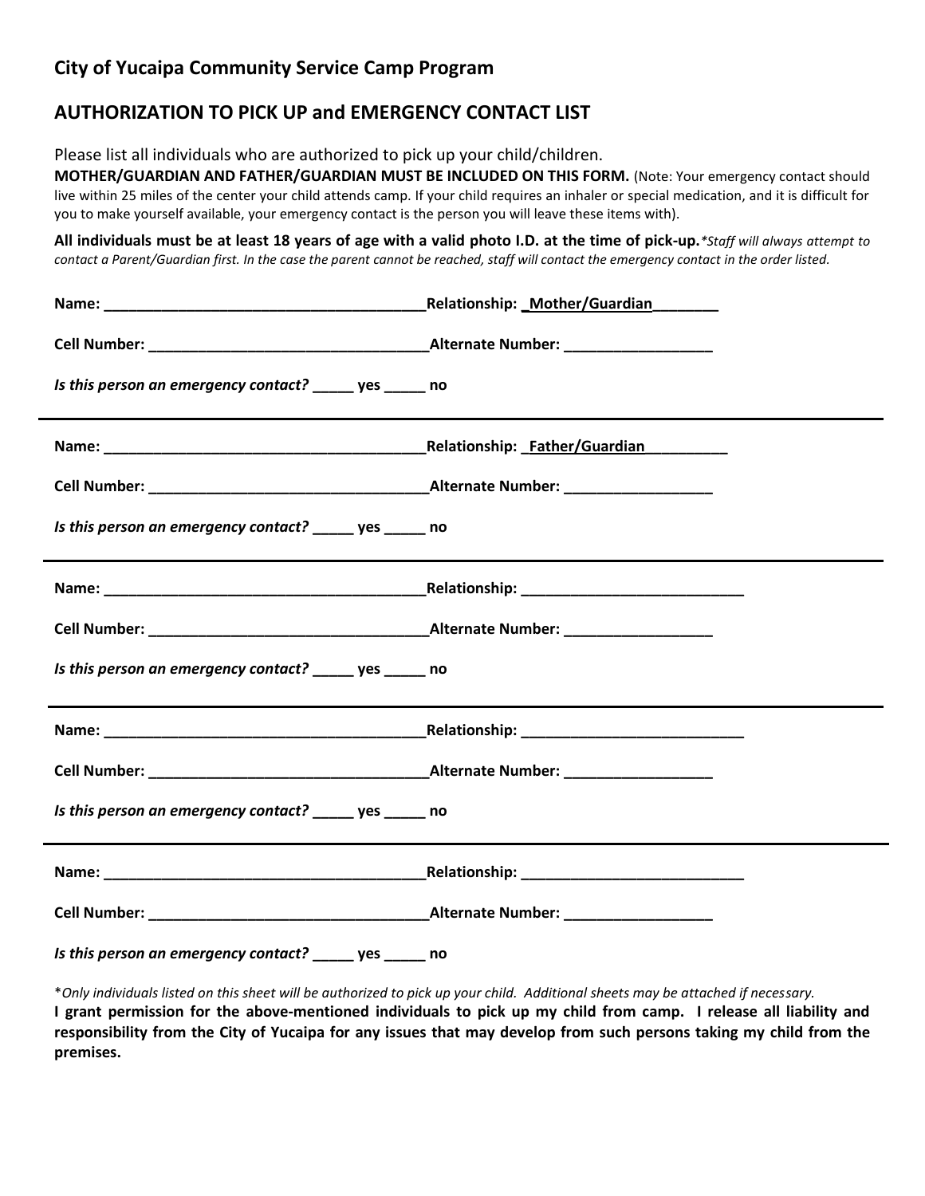## City of Yucaipa Community Service Camp Program

## AUTHORIZATION TO PICK UP and EMERGENCY CONTACT LIST

Please list all individuals who are authorized to pick up your child/children.

**MOTHER/GUARDIAN AND FATHER/GUARDIAN MUST BE INCLUDED ON THIS FORM.** (Note: Your emergency contact should live within 25 miles of the center your child attends camp. If your child requires an inhaler or special medication, and it is difficult for you to make yourself available, your emergency contact is the person you will leave these items with).

**All individuals must be at least 18 years of age with a valid photo I.D. at the time of pick-up.** *\*Staff will always attempt to contact a Parent/Guardian first. In the case the parent cannot be reached, staff will contact the emergency contact in the order listed.*

**Name:** ______________________________________ **Relationship:** _Mother/Guardian________

**Cell Number:** _________________________________ **Alternate Number:** _________________

***Is this person an emergency contact?*** _____ **yes** _____ **no**

---

**Name:** ______________________________________ **Relationship:** _Father/Guardian_________

**Cell Number:** _________________________________ **Alternate Number:** _________________

***Is this person an emergency contact?*** _____ **yes** _____ **no**

---

**Name:** ______________________________________ **Relationship:** __________________________

**Cell Number:** _________________________________ **Alternate Number:** _________________

***Is this person an emergency contact?*** _____ **yes** _____ **no**

---

**Name:** ______________________________________ **Relationship:** __________________________

**Cell Number:** _________________________________ **Alternate Number:** _________________

***Is this person an emergency contact?*** _____ **yes** _____ **no**

---

**Name:** ______________________________________ **Relationship:** __________________________

**Cell Number:** _________________________________ **Alternate Number:** _________________

***Is this person an emergency contact?*** _____ **yes** _____ **no**

\**Only individuals listed on this sheet will be authorized to pick up your child. Additional sheets may be attached if necessary.*

**I grant permission for the above-mentioned individuals to pick up my child from camp. I release all liability and responsibility from the City of Yucaipa for any issues that may develop from such persons taking my child from the premises.**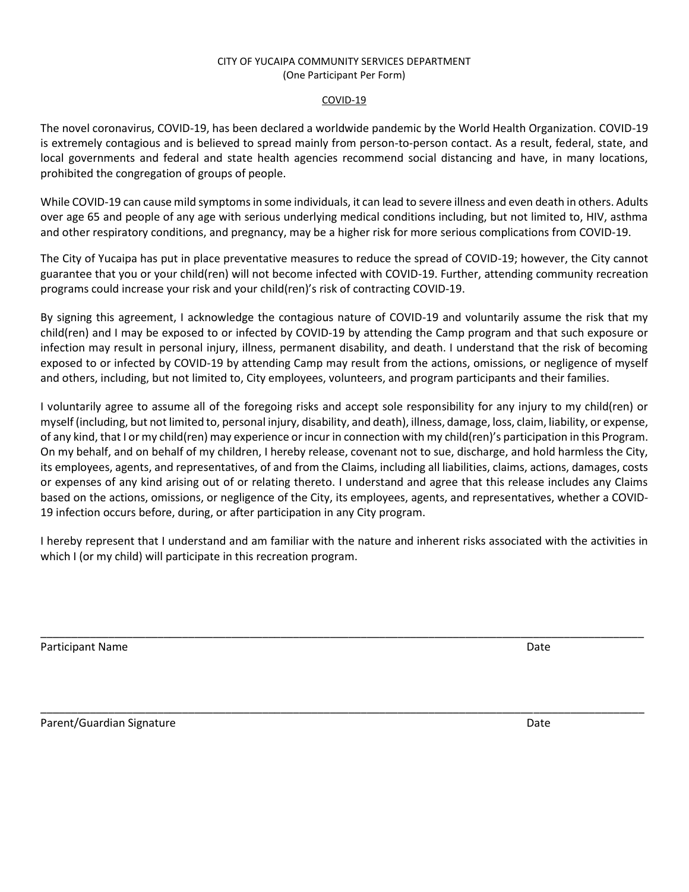CITY OF YUCAIPA COMMUNITY SERVICES DEPARTMENT
(One Participant Per Form)

## COVID-19

The novel coronavirus, COVID-19, has been declared a worldwide pandemic by the World Health Organization. COVID-19 is extremely contagious and is believed to spread mainly from person-to-person contact. As a result, federal, state, and local governments and federal and state health agencies recommend social distancing and have, in many locations, prohibited the congregation of groups of people.

While COVID-19 can cause mild symptoms in some individuals, it can lead to severe illness and even death in others. Adults over age 65 and people of any age with serious underlying medical conditions including, but not limited to, HIV, asthma and other respiratory conditions, and pregnancy, may be a higher risk for more serious complications from COVID-19.

The City of Yucaipa has put in place preventative measures to reduce the spread of COVID-19; however, the City cannot guarantee that you or your child(ren) will not become infected with COVID-19. Further, attending community recreation programs could increase your risk and your child(ren)'s risk of contracting COVID-19.

By signing this agreement, I acknowledge the contagious nature of COVID-19 and voluntarily assume the risk that my child(ren) and I may be exposed to or infected by COVID-19 by attending the Camp program and that such exposure or infection may result in personal injury, illness, permanent disability, and death. I understand that the risk of becoming exposed to or infected by COVID-19 by attending Camp may result from the actions, omissions, or negligence of myself and others, including, but not limited to, City employees, volunteers, and program participants and their families.

I voluntarily agree to assume all of the foregoing risks and accept sole responsibility for any injury to my child(ren) or myself (including, but not limited to, personal injury, disability, and death), illness, damage, loss, claim, liability, or expense, of any kind, that I or my child(ren) may experience or incur in connection with my child(ren)'s participation in this Program. On my behalf, and on behalf of my children, I hereby release, covenant not to sue, discharge, and hold harmless the City, its employees, agents, and representatives, of and from the Claims, including all liabilities, claims, actions, damages, costs or expenses of any kind arising out of or relating thereto. I understand and agree that this release includes any Claims based on the actions, omissions, or negligence of the City, its employees, agents, and representatives, whether a COVID-19 infection occurs before, during, or after participation in any City program.

I hereby represent that I understand and am familiar with the nature and inherent risks associated with the activities in which I (or my child) will participate in this recreation program.

\_\_\_\_\_\_\_\_\_\_\_\_\_\_\_\_\_\_\_\_\_\_\_\_\_\_\_\_\_\_\_\_\_\_\_\_\_\_\_\_\_\_\_\_\_\_\_\_\_\_\_\_\_\_\_\_\_\_\_\_\_\_\_\_\_\_\_\_\_\_\_\_\_\_\_\_

Participant Name Date

\_\_\_\_\_\_\_\_\_\_\_\_\_\_\_\_\_\_\_\_\_\_\_\_\_\_\_\_\_\_\_\_\_\_\_\_\_\_\_\_\_\_\_\_\_\_\_\_\_\_\_\_\_\_\_\_\_\_\_\_\_\_\_\_\_\_\_\_\_\_\_\_\_\_\_\_

Parent/Guardian Signature Date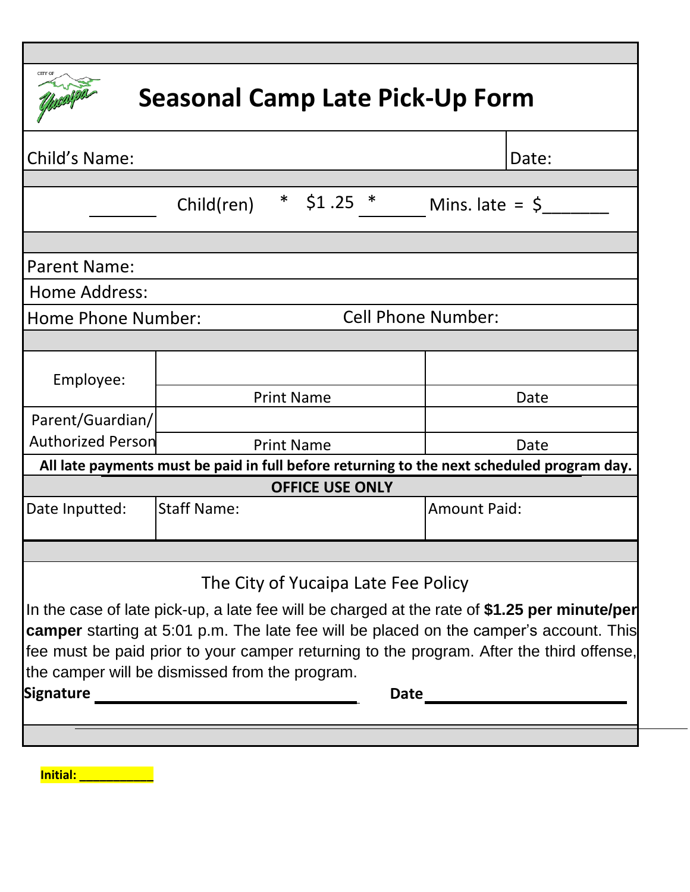# Seasonal Camp Late Pick-Up Form

| | |
|---|---|
| Child's Name: | Date: |

_______ Child(ren) * $1 .25 * _______ Mins. late = $_______

Parent Name:

Home Address:

Home Phone Number: Cell Phone Number:

| | | |
|---|---|---|
| Employee: | | |
| | Print Name | Date |
| Parent/Guardian/ Authorized Person | | |
| | Print Name | Date |

**All late payments must be paid in full before returning to the next scheduled program day.**

**OFFICE USE ONLY**

| Date Inputted: | Staff Name: | Amount Paid: |
|---|---|---|
| | | |

The City of Yucaipa Late Fee Policy

In the case of late pick-up, a late fee will be charged at the rate of **$1.25 per minute/per camper** starting at 5:01 p.m. The late fee will be placed on the camper's account. This fee must be paid prior to your camper returning to the program. After the third offense, the camper will be dismissed from the program.

**Signature** ______________________________ **Date** ______________________

**Initial: __________**